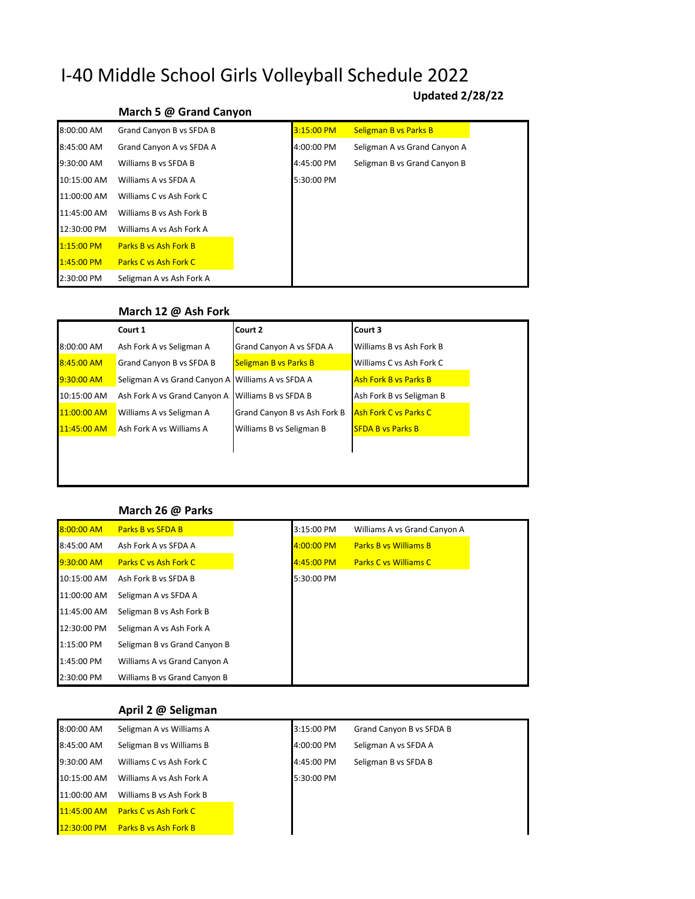# I-40 Middle School Girls Volleyball Schedule 2022

**Updated 2/28/22**

### March 5 @ Grand Canyon

| Time | Match | Time | Match |
|---|---|---|---|
| 8:00:00 AM | Grand Canyon B vs SFDA B | 3:15:00 PM | Seligman B vs Parks B |
| 8:45:00 AM | Grand Canyon A vs SFDA A | 4:00:00 PM | Seligman A vs Grand Canyon A |
| 9:30:00 AM | Williams B vs SFDA B | 4:45:00 PM | Seligman B vs Grand Canyon B |
| 10:15:00 AM | Williams A vs SFDA A | 5:30:00 PM | |
| 11:00:00 AM | Williams C vs Ash Fork C | | |
| 11:45:00 AM | Williams B vs Ash Fork B | | |
| 12:30:00 PM | Williams A vs Ash Fork A | | |
| 1:15:00 PM | Parks B vs Ash Fork B | | |
| 1:45:00 PM | Parks C vs Ash Fork C | | |
| 2:30:00 PM | Seligman A vs Ash Fork A | | |

### March 12 @ Ash Fork

| | Court 1 | Court 2 | Court 3 |
|---|---|---|---|
| 8:00:00 AM | Ash Fork A vs Seligman A | Grand Canyon A vs SFDA A | Williams B vs Ash Fork B |
| 8:45:00 AM | Grand Canyon B vs SFDA B | Seligman B vs Parks B | Williams C vs Ash Fork C |
| 9:30:00 AM | Seligman A vs Grand Canyon A | Williams A vs SFDA A | Ash Fork B vs Parks B |
| 10:15:00 AM | Ash Fork A vs Grand Canyon A | Williams B vs SFDA B | Ash Fork B vs Seligman B |
| 11:00:00 AM | Williams A vs Seligman A | Grand Canyon B vs Ash Fork B | Ash Fork C vs Parks C |
| 11:45:00 AM | Ash Fork A vs Williams A | Williams B vs Seligman B | SFDA B vs Parks B |

### March 26 @ Parks

| Time | Match | Time | Match |
|---|---|---|---|
| 8:00:00 AM | Parks B vs SFDA B | 3:15:00 PM | Williams A vs Grand Canyon A |
| 8:45:00 AM | Ash Fork A vs SFDA A | 4:00:00 PM | Parks B vs Williams B |
| 9:30:00 AM | Parks C vs Ash Fork C | 4:45:00 PM | Parks C vs Williams C |
| 10:15:00 AM | Ash Fork B vs SFDA B | 5:30:00 PM | |
| 11:00:00 AM | Seligman A vs SFDA A | | |
| 11:45:00 AM | Seligman B vs Ash Fork B | | |
| 12:30:00 PM | Seligman A vs Ash Fork A | | |
| 1:15:00 PM | Seligman B vs Grand Canyon B | | |
| 1:45:00 PM | Williams A vs Grand Canyon A | | |
| 2:30:00 PM | Williams B vs Grand Canyon B | | |

### April 2 @ Seligman

| Time | Match | Time | Match |
|---|---|---|---|
| 8:00:00 AM | Seligman A vs Williams A | 3:15:00 PM | Grand Canyon B vs SFDA B |
| 8:45:00 AM | Seligman B vs Williams B | 4:00:00 PM | Seligman A vs SFDA A |
| 9:30:00 AM | Williams C vs Ash Fork C | 4:45:00 PM | Seligman B vs SFDA B |
| 10:15:00 AM | Williams A vs Ash Fork A | 5:30:00 PM | |
| 11:00:00 AM | Williams B vs Ash Fork B | | |
| 11:45:00 AM | Parks C vs Ash Fork C | | |
| 12:30:00 PM | Parks B vs Ash Fork B | | |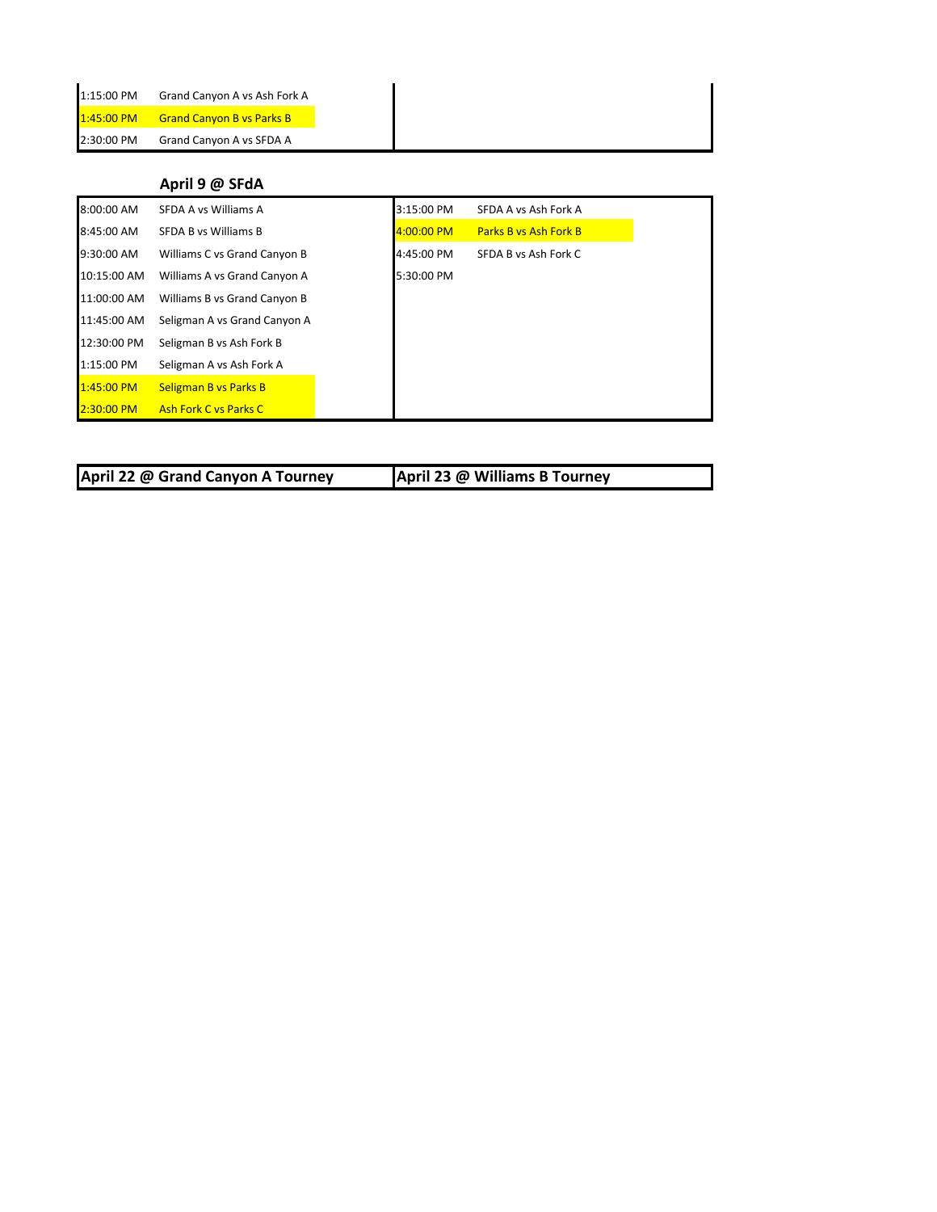| | | | |
|---|---|---|---|
| 1:15:00 PM | Grand Canyon A vs Ash Fork A | | |
| 1:45:00 PM | Grand Canyon B vs Parks B | | |
| 2:30:00 PM | Grand Canyon A vs SFDA A | | |

## April 9 @ SFdA

| | | | |
|---|---|---|---|
| 8:00:00 AM | SFDA A vs Williams A | 3:15:00 PM | SFDA A vs Ash Fork A |
| 8:45:00 AM | SFDA B vs Williams B | 4:00:00 PM | Parks B vs Ash Fork B |
| 9:30:00 AM | Williams C vs Grand Canyon B | 4:45:00 PM | SFDA B vs Ash Fork C |
| 10:15:00 AM | Williams A vs Grand Canyon A | 5:30:00 PM | |
| 11:00:00 AM | Williams B vs Grand Canyon B | | |
| 11:45:00 AM | Seligman A vs Grand Canyon A | | |
| 12:30:00 PM | Seligman B vs Ash Fork B | | |
| 1:15:00 PM | Seligman A vs Ash Fork A | | |
| 1:45:00 PM | Seligman B vs Parks B | | |
| 2:30:00 PM | Ash Fork C vs Parks C | | |

| | |
|---|---|
| **April 22 @ Grand Canyon A Tourney** | **April 23 @ Williams B Tourney** |